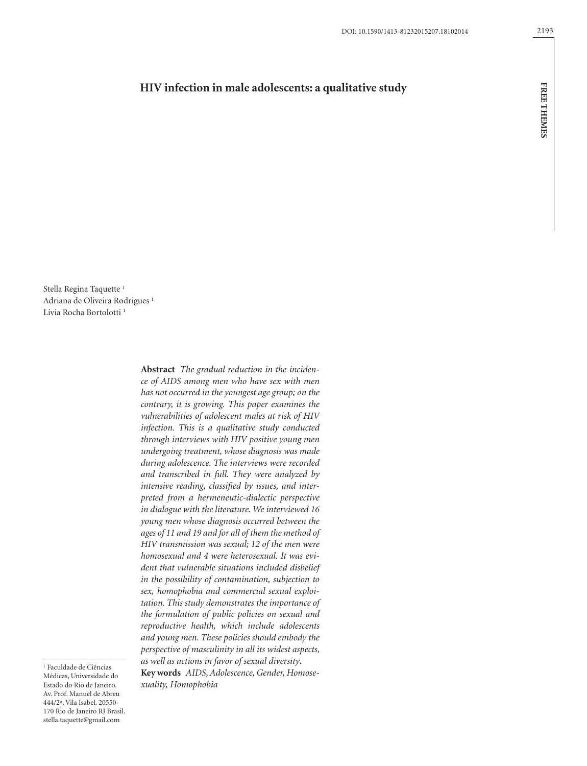# HIV infection in male adolescents: a qualitative study

Stella Regina Taquette [1]
Adriana de Oliveira Rodrigues [1]
Livia Rocha Bortolotti [1]

**Abstract** *The gradual reduction in the incidence of AIDS among men who have sex with men has not occurred in the youngest age group; on the contrary, it is growing. This paper examines the vulnerabilities of adolescent males at risk of HIV infection. This is a qualitative study conducted through interviews with HIV positive young men undergoing treatment, whose diagnosis was made during adolescence. The interviews were recorded and transcribed in full. They were analyzed by intensive reading, classified by issues, and interpreted from a hermeneutic-dialectic perspective in dialogue with the literature. We interviewed 16 young men whose diagnosis occurred between the ages of 11 and 19 and for all of them the method of HIV transmission was sexual; 12 of the men were homosexual and 4 were heterosexual. It was evident that vulnerable situations included disbelief in the possibility of contamination, subjection to sex, homophobia and commercial sexual exploitation. This study demonstrates the importance of the formulation of public policies on sexual and reproductive health, which include adolescents and young men. These policies should embody the perspective of masculinity in all its widest aspects, as well as actions in favor of sexual diversity*.

**Key words** *AIDS, Adolescence, Gender, Homosexuality, Homophobia*

[1] Faculdade de Ciências Médicas, Universidade do Estado do Rio de Janeiro. Av. Prof. Manuel de Abreu 444/2º, Vila Isabel. 20550-170 Rio de Janeiro RJ Brasil. stella.taquette@gmail.com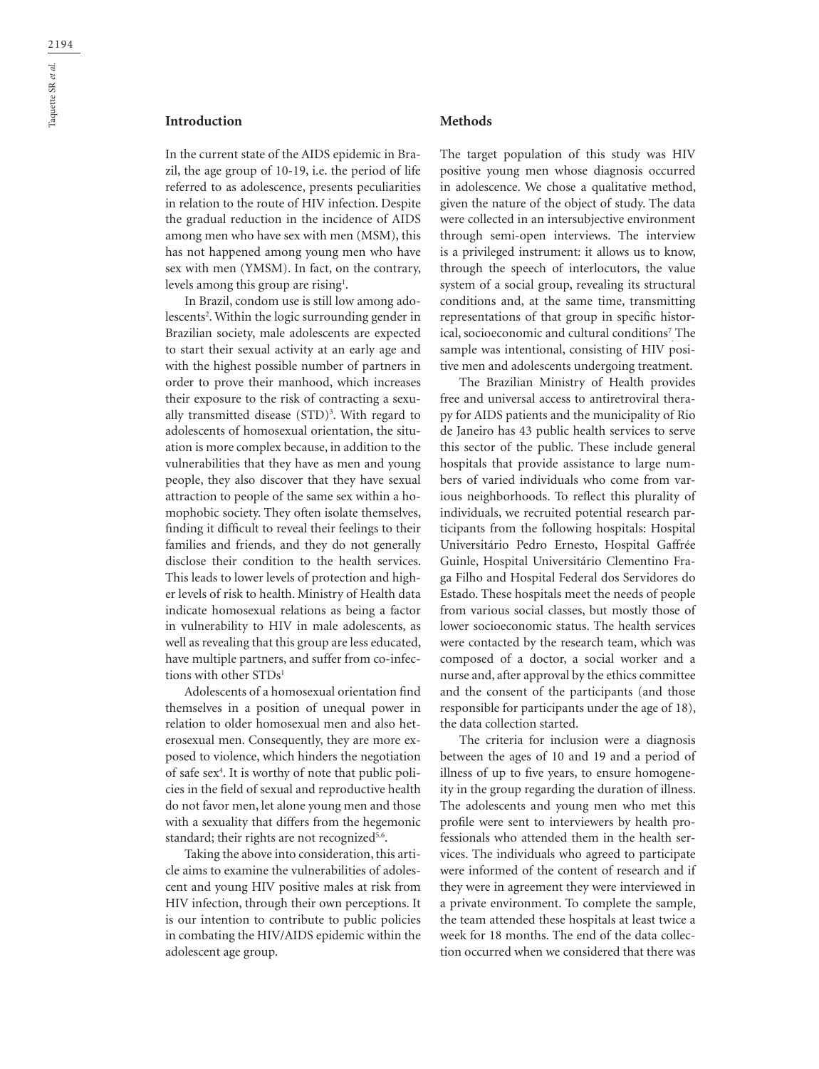## Introduction

In the current state of the AIDS epidemic in Brazil, the age group of 10-19, i.e. the period of life referred to as adolescence, presents peculiarities in relation to the route of HIV infection. Despite the gradual reduction in the incidence of AIDS among men who have sex with men (MSM), this has not happened among young men who have sex with men (YMSM). In fact, on the contrary, levels among this group are rising[1].

In Brazil, condom use is still low among adolescents[2]. Within the logic surrounding gender in Brazilian society, male adolescents are expected to start their sexual activity at an early age and with the highest possible number of partners in order to prove their manhood, which increases their exposure to the risk of contracting a sexually transmitted disease (STD)[3]. With regard to adolescents of homosexual orientation, the situation is more complex because, in addition to the vulnerabilities that they have as men and young people, they also discover that they have sexual attraction to people of the same sex within a homophobic society. They often isolate themselves, finding it difficult to reveal their feelings to their families and friends, and they do not generally disclose their condition to the health services. This leads to lower levels of protection and higher levels of risk to health. Ministry of Health data indicate homosexual relations as being a factor in vulnerability to HIV in male adolescents, as well as revealing that this group are less educated, have multiple partners, and suffer from co-infections with other STDs[1]

Adolescents of a homosexual orientation find themselves in a position of unequal power in relation to older homosexual men and also heterosexual men. Consequently, they are more exposed to violence, which hinders the negotiation of safe sex[4]. It is worthy of note that public policies in the field of sexual and reproductive health do not favor men, let alone young men and those with a sexuality that differs from the hegemonic standard; their rights are not recognized[5,6].

Taking the above into consideration, this article aims to examine the vulnerabilities of adolescent and young HIV positive males at risk from HIV infection, through their own perceptions. It is our intention to contribute to public policies in combating the HIV/AIDS epidemic within the adolescent age group.

## Methods

The target population of this study was HIV positive young men whose diagnosis occurred in adolescence. We chose a qualitative method, given the nature of the object of study. The data were collected in an intersubjective environment through semi-open interviews. The interview is a privileged instrument: it allows us to know, through the speech of interlocutors, the value system of a social group, revealing its structural conditions and, at the same time, transmitting representations of that group in specific historical, socioeconomic and cultural conditions[7]. The sample was intentional, consisting of HIV positive men and adolescents undergoing treatment.

The Brazilian Ministry of Health provides free and universal access to antiretroviral therapy for AIDS patients and the municipality of Rio de Janeiro has 43 public health services to serve this sector of the public. These include general hospitals that provide assistance to large numbers of varied individuals who come from various neighborhoods. To reflect this plurality of individuals, we recruited potential research participants from the following hospitals: Hospital Universitário Pedro Ernesto, Hospital Gaffrée Guinle, Hospital Universitário Clementino Fraga Filho and Hospital Federal dos Servidores do Estado. These hospitals meet the needs of people from various social classes, but mostly those of lower socioeconomic status. The health services were contacted by the research team, which was composed of a doctor, a social worker and a nurse and, after approval by the ethics committee and the consent of the participants (and those responsible for participants under the age of 18), the data collection started.

The criteria for inclusion were a diagnosis between the ages of 10 and 19 and a period of illness of up to five years, to ensure homogeneity in the group regarding the duration of illness. The adolescents and young men who met this profile were sent to interviewers by health professionals who attended them in the health services. The individuals who agreed to participate were informed of the content of research and if they were in agreement they were interviewed in a private environment. To complete the sample, the team attended these hospitals at least twice a week for 18 months. The end of the data collection occurred when we considered that there was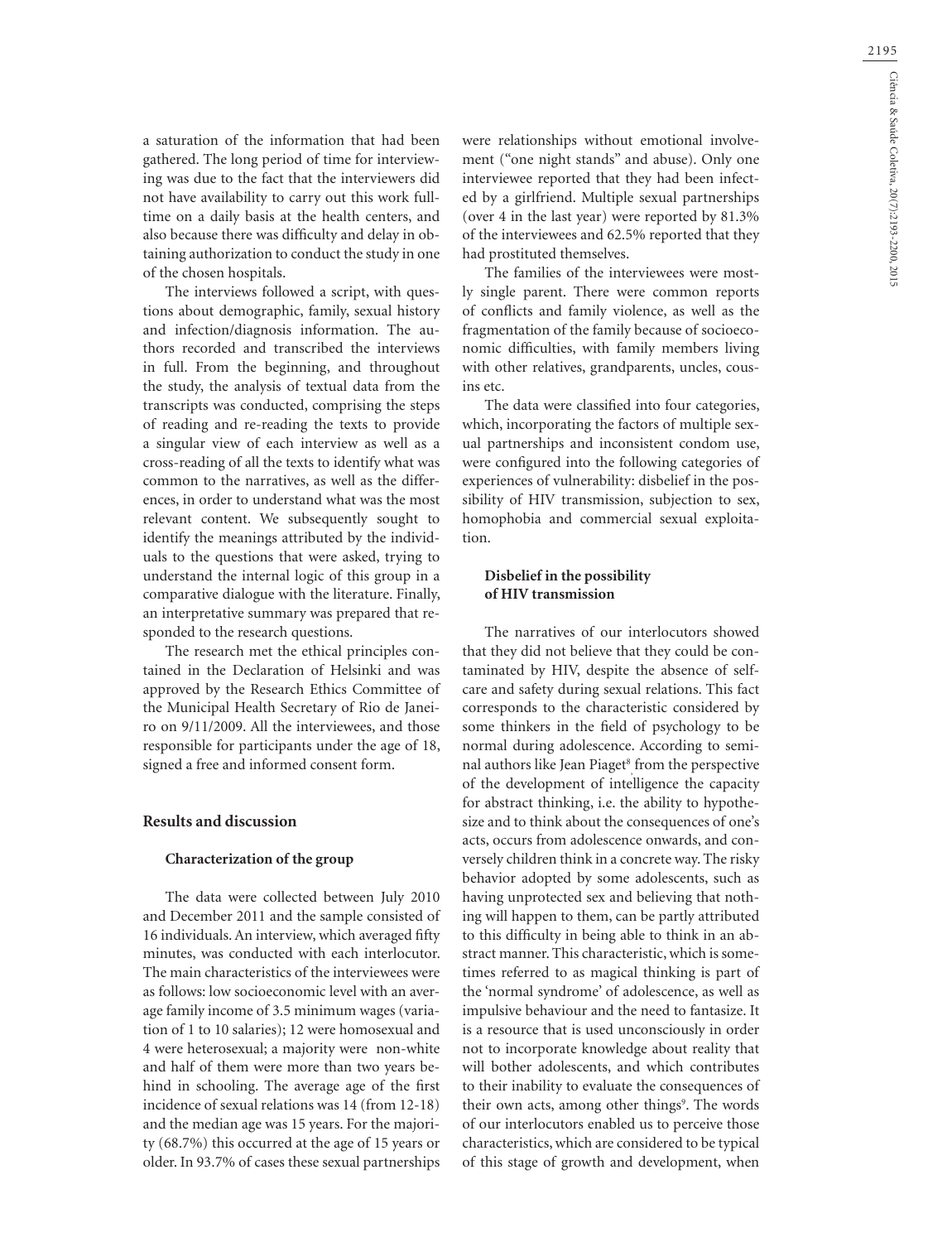a saturation of the information that had been gathered. The long period of time for interviewing was due to the fact that the interviewers did not have availability to carry out this work full-time on a daily basis at the health centers, and also because there was difficulty and delay in obtaining authorization to conduct the study in one of the chosen hospitals.

The interviews followed a script, with questions about demographic, family, sexual history and infection/diagnosis information. The authors recorded and transcribed the interviews in full. From the beginning, and throughout the study, the analysis of textual data from the transcripts was conducted, comprising the steps of reading and re-reading the texts to provide a singular view of each interview as well as a cross-reading of all the texts to identify what was common to the narratives, as well as the differences, in order to understand what was the most relevant content. We subsequently sought to identify the meanings attributed by the individuals to the questions that were asked, trying to understand the internal logic of this group in a comparative dialogue with the literature. Finally, an interpretative summary was prepared that responded to the research questions.

The research met the ethical principles contained in the Declaration of Helsinki and was approved by the Research Ethics Committee of the Municipal Health Secretary of Rio de Janeiro on 9/11/2009. All the interviewees, and those responsible for participants under the age of 18, signed a free and informed consent form.

## Results and discussion

### Characterization of the group

The data were collected between July 2010 and December 2011 and the sample consisted of 16 individuals. An interview, which averaged fifty minutes, was conducted with each interlocutor. The main characteristics of the interviewees were as follows: low socioeconomic level with an average family income of 3.5 minimum wages (variation of 1 to 10 salaries); 12 were homosexual and 4 were heterosexual; a majority were non-white and half of them were more than two years behind in schooling. The average age of the first incidence of sexual relations was 14 (from 12-18) and the median age was 15 years. For the majority (68.7%) this occurred at the age of 15 years or older. In 93.7% of cases these sexual partnerships were relationships without emotional involvement ("one night stands" and abuse). Only one interviewee reported that they had been infected by a girlfriend. Multiple sexual partnerships (over 4 in the last year) were reported by 81.3% of the interviewees and 62.5% reported that they had prostituted themselves.

The families of the interviewees were mostly single parent. There were common reports of conflicts and family violence, as well as the fragmentation of the family because of socioeconomic difficulties, with family members living with other relatives, grandparents, uncles, cousins etc.

The data were classified into four categories, which, incorporating the factors of multiple sexual partnerships and inconsistent condom use, were configured into the following categories of experiences of vulnerability: disbelief in the possibility of HIV transmission, subjection to sex, homophobia and commercial sexual exploitation.

### Disbelief in the possibility of HIV transmission

The narratives of our interlocutors showed that they did not believe that they could be contaminated by HIV, despite the absence of self-care and safety during sexual relations. This fact corresponds to the characteristic considered by some thinkers in the field of psychology to be normal during adolescence. According to seminal authors like Jean Piaget[8] from the perspective of the development of intelligence the capacity for abstract thinking, i.e. the ability to hypothesize and to think about the consequences of one's acts, occurs from adolescence onwards, and conversely children think in a concrete way. The risky behavior adopted by some adolescents, such as having unprotected sex and believing that nothing will happen to them, can be partly attributed to this difficulty in being able to think in an abstract manner. This characteristic, which is sometimes referred to as magical thinking is part of the 'normal syndrome' of adolescence, as well as impulsive behaviour and the need to fantasize. It is a resource that is used unconsciously in order not to incorporate knowledge about reality that will bother adolescents, and which contributes to their inability to evaluate the consequences of their own acts, among other things[9]. The words of our interlocutors enabled us to perceive those characteristics, which are considered to be typical of this stage of growth and development, when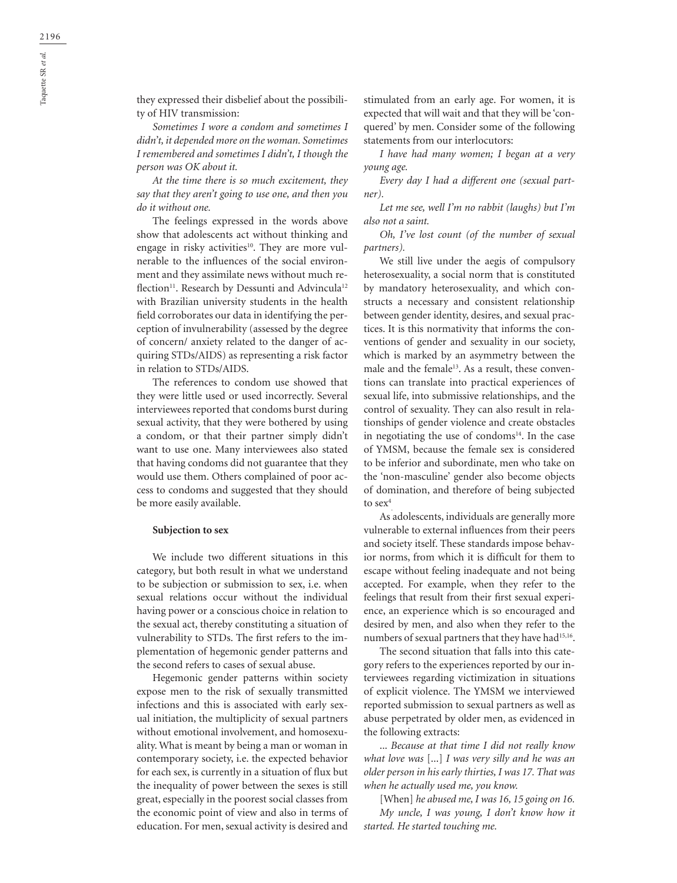they expressed their disbelief about the possibility of HIV transmission:

*Sometimes I wore a condom and sometimes I didn't, it depended more on the woman. Sometimes I remembered and sometimes I didn't, I though the person was OK about it.*

*At the time there is so much excitement, they say that they aren't going to use one, and then you do it without one.*

The feelings expressed in the words above show that adolescents act without thinking and engage in risky activities[10]. They are more vulnerable to the influences of the social environment and they assimilate news without much reflection[11]. Research by Dessunti and Advincula[12] with Brazilian university students in the health field corroborates our data in identifying the perception of invulnerability (assessed by the degree of concern/ anxiety related to the danger of acquiring STDs/AIDS) as representing a risk factor in relation to STDs/AIDS.

The references to condom use showed that they were little used or used incorrectly. Several interviewees reported that condoms burst during sexual activity, that they were bothered by using a condom, or that their partner simply didn't want to use one. Many interviewees also stated that having condoms did not guarantee that they would use them. Others complained of poor access to condoms and suggested that they should be more easily available.

**Subjection to sex**

We include two different situations in this category, but both result in what we understand to be subjection or submission to sex, i.e. when sexual relations occur without the individual having power or a conscious choice in relation to the sexual act, thereby constituting a situation of vulnerability to STDs. The first refers to the implementation of hegemonic gender patterns and the second refers to cases of sexual abuse.

Hegemonic gender patterns within society expose men to the risk of sexually transmitted infections and this is associated with early sexual initiation, the multiplicity of sexual partners without emotional involvement, and homosexuality. What is meant by being a man or woman in contemporary society, i.e. the expected behavior for each sex, is currently in a situation of flux but the inequality of power between the sexes is still great, especially in the poorest social classes from the economic point of view and also in terms of education. For men, sexual activity is desired and stimulated from an early age. For women, it is expected that will wait and that they will be 'conquered' by men. Consider some of the following statements from our interlocutors:

*I have had many women; I began at a very young age.*

*Every day I had a different one (sexual partner).*

*Let me see, well I'm no rabbit (laughs) but I'm also not a saint.*

*Oh, I've lost count (of the number of sexual partners).*

We still live under the aegis of compulsory heterosexuality, a social norm that is constituted by mandatory heterosexuality, and which constructs a necessary and consistent relationship between gender identity, desires, and sexual practices. It is this normativity that informs the conventions of gender and sexuality in our society, which is marked by an asymmetry between the male and the female[13]. As a result, these conventions can translate into practical experiences of sexual life, into submissive relationships, and the control of sexuality. They can also result in relationships of gender violence and create obstacles in negotiating the use of condoms[14]. In the case of YMSM, because the female sex is considered to be inferior and subordinate, men who take on the 'non-masculine' gender also become objects of domination, and therefore of being subjected to sex[4].

As adolescents, individuals are generally more vulnerable to external influences from their peers and society itself. These standards impose behavior norms, from which it is difficult for them to escape without feeling inadequate and not being accepted. For example, when they refer to the feelings that result from their first sexual experience, an experience which is so encouraged and desired by men, and also when they refer to the numbers of sexual partners that they have had[15,16].

The second situation that falls into this category refers to the experiences reported by our interviewees regarding victimization in situations of explicit violence. The YMSM we interviewed reported submission to sexual partners as well as abuse perpetrated by older men, as evidenced in the following extracts:

*... Because at that time I did not really know what love was [...] I was very silly and he was an older person in his early thirties, I was 17. That was when he actually used me, you know.*

[When] *he abused me, I was 16, 15 going on 16.*

*My uncle, I was young, I don't know how it started. He started touching me.*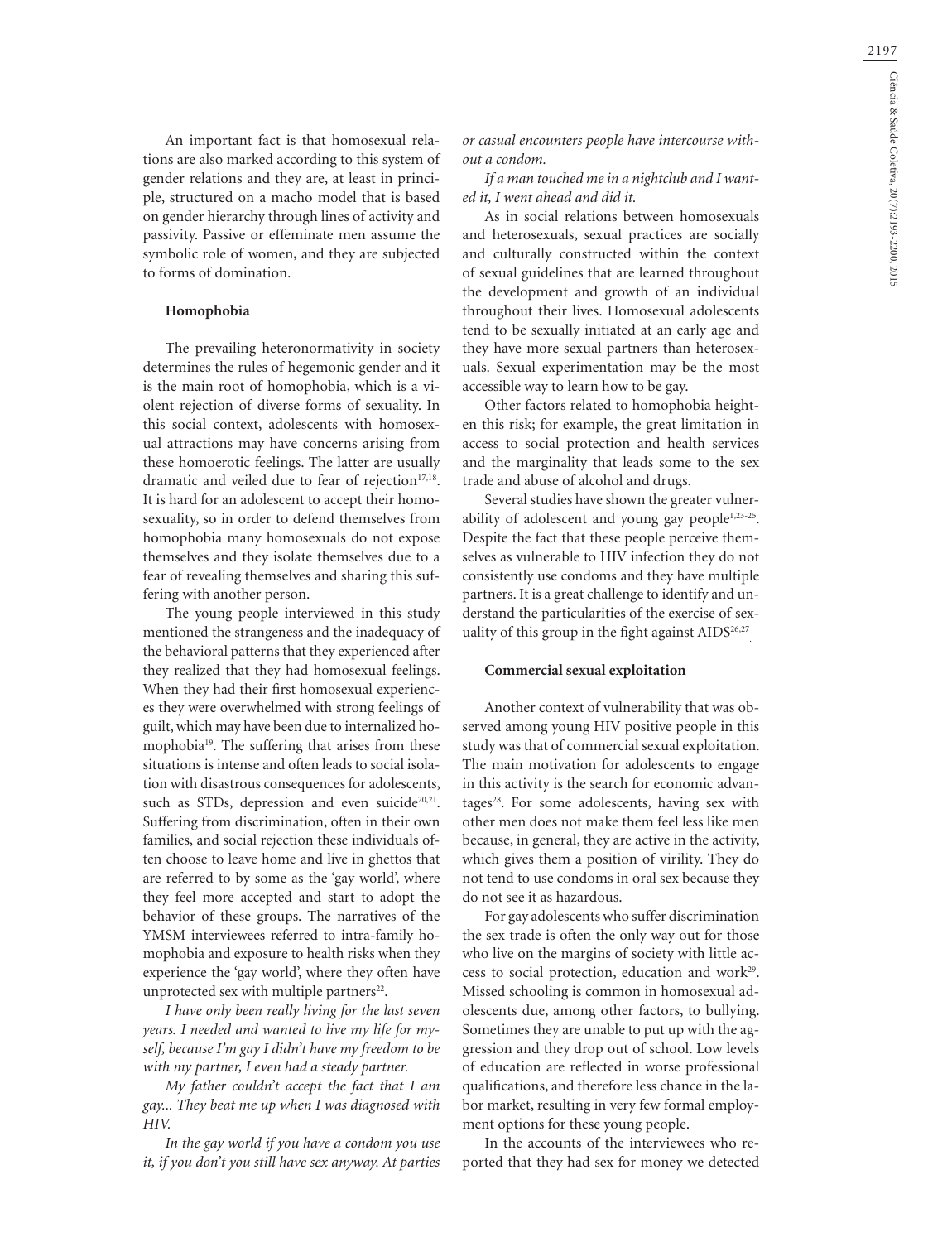An important fact is that homosexual relations are also marked according to this system of gender relations and they are, at least in principle, structured on a macho model that is based on gender hierarchy through lines of activity and passivity. Passive or effeminate men assume the symbolic role of women, and they are subjected to forms of domination.

### Homophobia

The prevailing heteronormativity in society determines the rules of hegemonic gender and it is the main root of homophobia, which is a violent rejection of diverse forms of sexuality. In this social context, adolescents with homosexual attractions may have concerns arising from these homoerotic feelings. The latter are usually dramatic and veiled due to fear of rejection[17,18]. It is hard for an adolescent to accept their homosexuality, so in order to defend themselves from homophobia many homosexuals do not expose themselves and they isolate themselves due to a fear of revealing themselves and sharing this suffering with another person.

The young people interviewed in this study mentioned the strangeness and the inadequacy of the behavioral patterns that they experienced after they realized that they had homosexual feelings. When they had their first homosexual experiences they were overwhelmed with strong feelings of guilt, which may have been due to internalized homophobia[19]. The suffering that arises from these situations is intense and often leads to social isolation with disastrous consequences for adolescents, such as STDs, depression and even suicide[20,21]. Suffering from discrimination, often in their own families, and social rejection these individuals often choose to leave home and live in ghettos that are referred to by some as the 'gay world', where they feel more accepted and start to adopt the behavior of these groups. The narratives of the YMSM interviewees referred to intra-family homophobia and exposure to health risks when they experience the 'gay world', where they often have unprotected sex with multiple partners[22].

*I have only been really living for the last seven years. I needed and wanted to live my life for myself, because I'm gay I didn't have my freedom to be with my partner, I even had a steady partner.*

*My father couldn't accept the fact that I am gay... They beat me up when I was diagnosed with HIV.*

*In the gay world if you have a condom you use it, if you don't you still have sex anyway. At parties or casual encounters people have intercourse without a condom.*

*If a man touched me in a nightclub and I wanted it, I went ahead and did it.*

As in social relations between homosexuals and heterosexuals, sexual practices are socially and culturally constructed within the context of sexual guidelines that are learned throughout the development and growth of an individual throughout their lives. Homosexual adolescents tend to be sexually initiated at an early age and they have more sexual partners than heterosexuals. Sexual experimentation may be the most accessible way to learn how to be gay.

Other factors related to homophobia heighten this risk; for example, the great limitation in access to social protection and health services and the marginality that leads some to the sex trade and abuse of alcohol and drugs.

Several studies have shown the greater vulnerability of adolescent and young gay people[1,23-25]. Despite the fact that these people perceive themselves as vulnerable to HIV infection they do not consistently use condoms and they have multiple partners. It is a great challenge to identify and understand the particularities of the exercise of sexuality of this group in the fight against AIDS[26,27].

### Commercial sexual exploitation

Another context of vulnerability that was observed among young HIV positive people in this study was that of commercial sexual exploitation. The main motivation for adolescents to engage in this activity is the search for economic advantages[28]. For some adolescents, having sex with other men does not make them feel less like men because, in general, they are active in the activity, which gives them a position of virility. They do not tend to use condoms in oral sex because they do not see it as hazardous.

For gay adolescents who suffer discrimination the sex trade is often the only way out for those who live on the margins of society with little access to social protection, education and work[29]. Missed schooling is common in homosexual adolescents due, among other factors, to bullying. Sometimes they are unable to put up with the aggression and they drop out of school. Low levels of education are reflected in worse professional qualifications, and therefore less chance in the labor market, resulting in very few formal employment options for these young people.

In the accounts of the interviewees who reported that they had sex for money we detected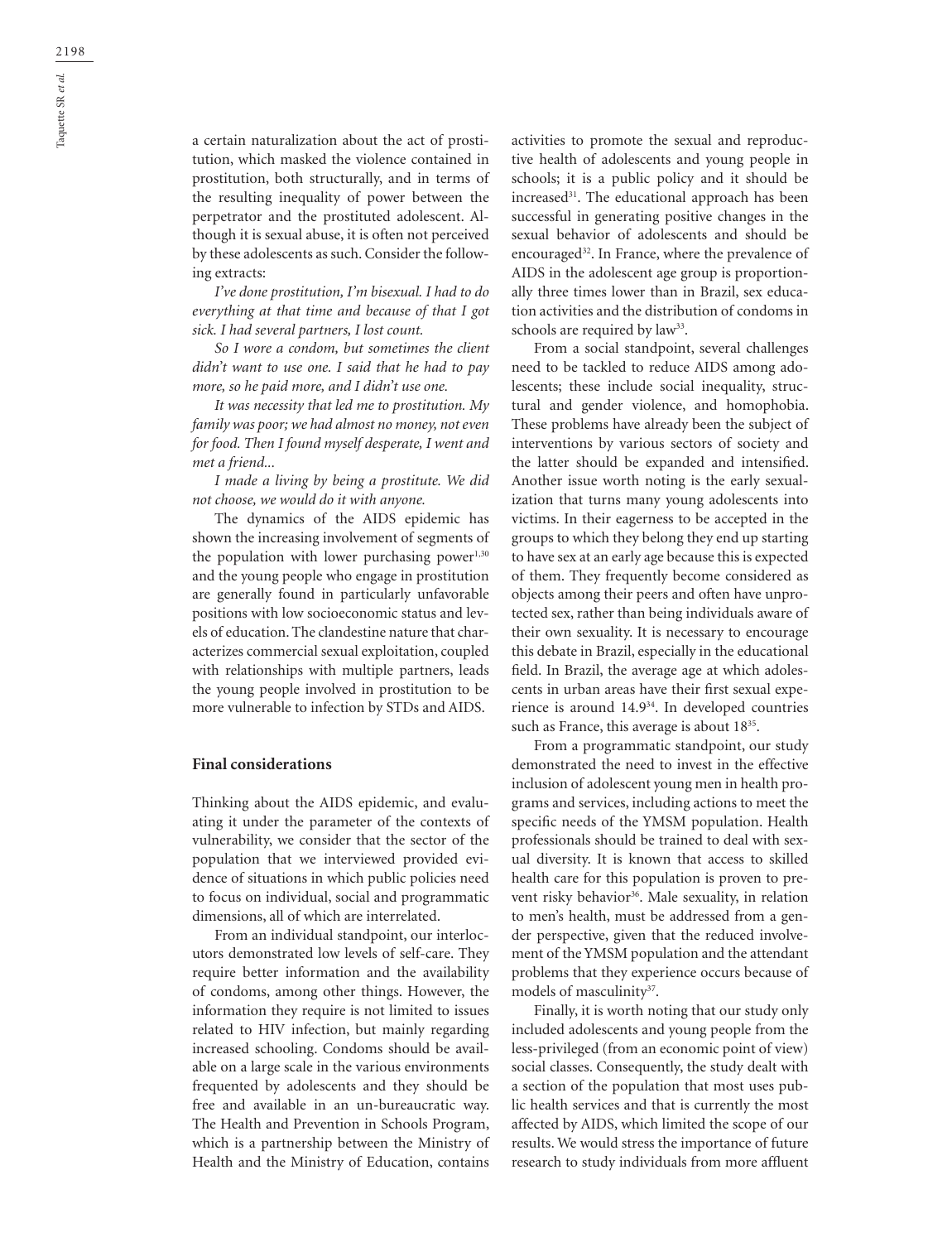a certain naturalization about the act of prostitution, which masked the violence contained in prostitution, both structurally, and in terms of the resulting inequality of power between the perpetrator and the prostituted adolescent. Although it is sexual abuse, it is often not perceived by these adolescents as such. Consider the following extracts:

*I've done prostitution, I'm bisexual. I had to do everything at that time and because of that I got sick. I had several partners, I lost count.*

*So I wore a condom, but sometimes the client didn't want to use one. I said that he had to pay more, so he paid more, and I didn't use one.*

*It was necessity that led me to prostitution. My family was poor; we had almost no money, not even for food. Then I found myself desperate, I went and met a friend...*

*I made a living by being a prostitute. We did not choose, we would do it with anyone.*

The dynamics of the AIDS epidemic has shown the increasing involvement of segments of the population with lower purchasing power[1,30] and the young people who engage in prostitution are generally found in particularly unfavorable positions with low socioeconomic status and levels of education. The clandestine nature that characterizes commercial sexual exploitation, coupled with relationships with multiple partners, leads the young people involved in prostitution to be more vulnerable to infection by STDs and AIDS.

## Final considerations

Thinking about the AIDS epidemic, and evaluating it under the parameter of the contexts of vulnerability, we consider that the sector of the population that we interviewed provided evidence of situations in which public policies need to focus on individual, social and programmatic dimensions, all of which are interrelated.

From an individual standpoint, our interlocutors demonstrated low levels of self-care. They require better information and the availability of condoms, among other things. However, the information they require is not limited to issues related to HIV infection, but mainly regarding increased schooling. Condoms should be available on a large scale in the various environments frequented by adolescents and they should be free and available in an un-bureaucratic way. The Health and Prevention in Schools Program, which is a partnership between the Ministry of Health and the Ministry of Education, contains activities to promote the sexual and reproductive health of adolescents and young people in schools; it is a public policy and it should be increased[31]. The educational approach has been successful in generating positive changes in the sexual behavior of adolescents and should be encouraged[32]. In France, where the prevalence of AIDS in the adolescent age group is proportionally three times lower than in Brazil, sex education activities and the distribution of condoms in schools are required by law[33].

From a social standpoint, several challenges need to be tackled to reduce AIDS among adolescents; these include social inequality, structural and gender violence, and homophobia. These problems have already been the subject of interventions by various sectors of society and the latter should be expanded and intensified. Another issue worth noting is the early sexualization that turns many young adolescents into victims. In their eagerness to be accepted in the groups to which they belong they end up starting to have sex at an early age because this is expected of them. They frequently become considered as objects among their peers and often have unprotected sex, rather than being individuals aware of their own sexuality. It is necessary to encourage this debate in Brazil, especially in the educational field. In Brazil, the average age at which adolescents in urban areas have their first sexual experience is around 14.9[34]. In developed countries such as France, this average is about 18[35].

From a programmatic standpoint, our study demonstrated the need to invest in the effective inclusion of adolescent young men in health programs and services, including actions to meet the specific needs of the YMSM population. Health professionals should be trained to deal with sexual diversity. It is known that access to skilled health care for this population is proven to prevent risky behavior[36]. Male sexuality, in relation to men's health, must be addressed from a gender perspective, given that the reduced involvement of the YMSM population and the attendant problems that they experience occurs because of models of masculinity[37].

Finally, it is worth noting that our study only included adolescents and young people from the less-privileged (from an economic point of view) social classes. Consequently, the study dealt with a section of the population that most uses public health services and that is currently the most affected by AIDS, which limited the scope of our results. We would stress the importance of future research to study individuals from more affluent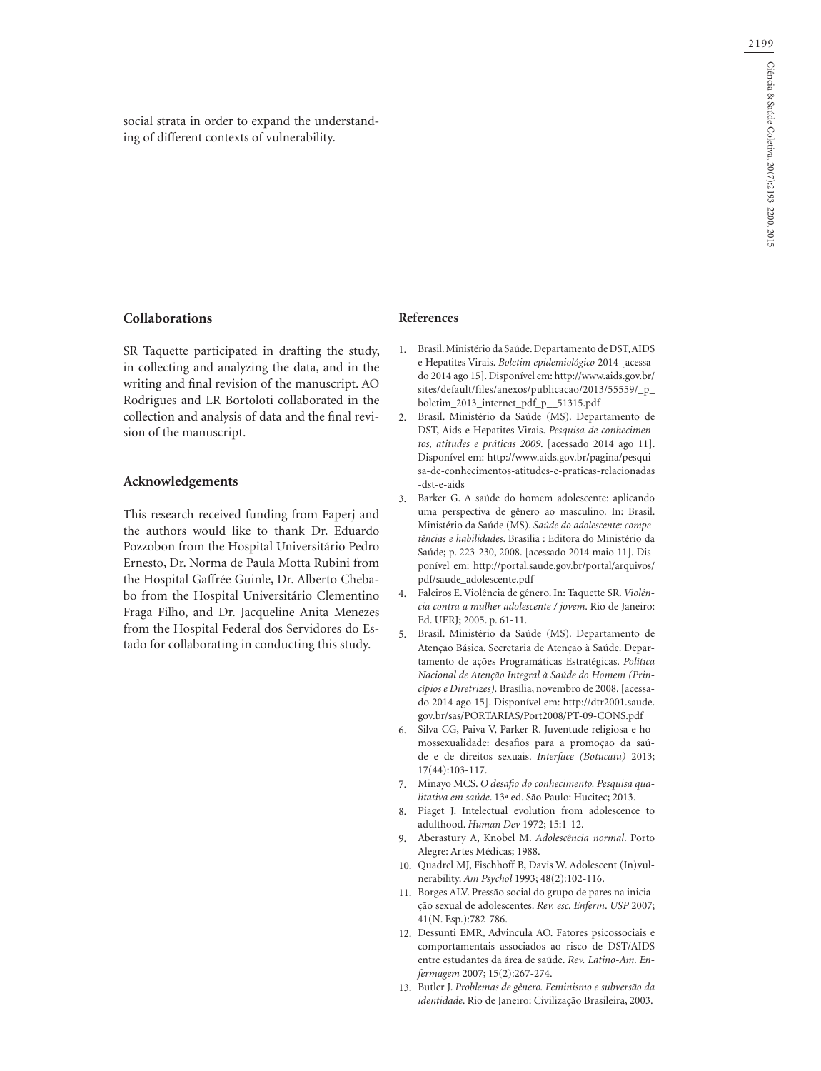social strata in order to expand the understanding of different contexts of vulnerability.

## Collaborations

SR Taquette participated in drafting the study, in collecting and analyzing the data, and in the writing and final revision of the manuscript. AO Rodrigues and LR Bortoloti collaborated in the collection and analysis of data and the final revision of the manuscript.

## Acknowledgements

This research received funding from Faperj and the authors would like to thank Dr. Eduardo Pozzobon from the Hospital Universitário Pedro Ernesto, Dr. Norma de Paula Motta Rubini from the Hospital Gaffrée Guinle, Dr. Alberto Chebabo from the Hospital Universitário Clementino Fraga Filho, and Dr. Jacqueline Anita Menezes from the Hospital Federal dos Servidores do Estado for collaborating in conducting this study.

## References

1. Brasil. Ministério da Saúde. Departamento de DST, AIDS e Hepatites Virais. *Boletim epidemiológico* 2014 [acessado 2014 ago 15]. Disponível em: http://www.aids.gov.br/sites/default/files/anexos/publicacao/2013/55559/_p_boletim_2013_internet_pdf_p__51315.pdf
2. Brasil. Ministério da Saúde (MS). Departamento de DST, Aids e Hepatites Virais. *Pesquisa de conhecimentos, atitudes e práticas 2009*. [acessado 2014 ago 11]. Disponível em: http://www.aids.gov.br/pagina/pesquisa-de-conhecimentos-atitudes-e-praticas-relacionadas-dst-e-aids
3. Barker G. A saúde do homem adolescente: aplicando uma perspectiva de gênero ao masculino. In: Brasil. Ministério da Saúde (MS). *Saúde do adolescente: competências e habilidades*. Brasília : Editora do Ministério da Saúde; p. 223-230, 2008. [acessado 2014 maio 11]. Disponível em: http://portal.saude.gov.br/portal/arquivos/pdf/saude_adolescente.pdf
4. Faleiros E. Violência de gênero. In: Taquette SR. *Violência contra a mulher adolescente / jovem*. Rio de Janeiro: Ed. UERJ; 2005. p. 61-11.
5. Brasil. Ministério da Saúde (MS). Departamento de Atenção Básica. Secretaria de Atenção à Saúde. Departamento de ações Programáticas Estratégicas. *Política Nacional de Atenção Integral à Saúde do Homem (Princípios e Diretrizes)*. Brasília, novembro de 2008. [acessado 2014 ago 15]. Disponível em: http://dtr2001.saude.gov.br/sas/PORTARIAS/Port2008/PT-09-CONS.pdf
6. Silva CG, Paiva V, Parker R. Juventude religiosa e homossexualidade: desafios para a promoção da saúde e de direitos sexuais. *Interface (Botucatu)* 2013; 17(44):103-117.
7. Minayo MCS. *O desafio do conhecimento. Pesquisa qualitativa em saúde*. 13ª ed. São Paulo: Hucitec; 2013.
8. Piaget J. Intelectual evolution from adolescence to adulthood. *Human Dev* 1972; 15:1-12.
9. Aberastury A, Knobel M. *Adolescência normal*. Porto Alegre: Artes Médicas; 1988.
10. Quadrel MJ, Fischhoff B, Davis W. Adolescent (In)vulnerability. *Am Psychol* 1993; 48(2):102-116.
11. Borges ALV. Pressão social do grupo de pares na iniciação sexual de adolescentes. *Rev. esc. Enferm. USP* 2007; 41(N. Esp.):782-786.
12. Dessunti EMR, Advincula AO. Fatores psicossociais e comportamentais associados ao risco de DST/AIDS entre estudantes da área de saúde. *Rev. Latino-Am. Enfermagem* 2007; 15(2):267-274.
13. Butler J. *Problemas de gênero. Feminismo e subversão da identidade*. Rio de Janeiro: Civilização Brasileira, 2003.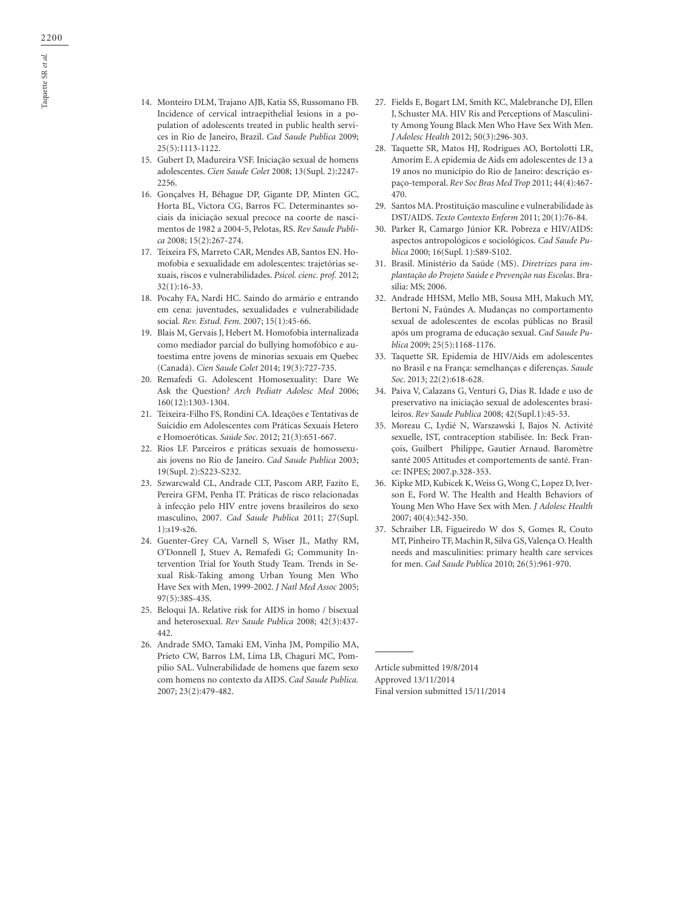14. Monteiro DLM, Trajano AJB, Katia SS, Russomano FB. Incidence of cervical intraepithelial lesions in a population of adolescents treated in public health services in Rio de Janeiro, Brazil. *Cad Saude Publica* 2009; 25(5):1113-1122.
15. Gubert D, Madureira VSF. Iniciação sexual de homens adolescentes. *Cien Saude Colet* 2008; 13(Supl. 2):2247-2256.
16. Gonçalves H, Béhague DP, Gigante DP, Minten GC, Horta BL, Victora CG, Barros FC. Determinantes sociais da iniciação sexual precoce na coorte de nascimentos de 1982 a 2004-5, Pelotas, RS. *Rev Saude Publica* 2008; 15(2):267-274.
17. Teixeira FS, Marreto CAR, Mendes AB, Santos EN. Homofobia e sexualidade em adolescentes: trajetórias sexuais, riscos e vulnerabilidades. *Psicol. cienc. prof.* 2012; 32(1):16-33.
18. Pocahy FA, Nardi HC. Saindo do armário e entrando em cena: juventudes, sexualidades e vulnerabilidade social. *Rev. Estud. Fem.* 2007; 15(1):45-66.
19. Blais M, Gervais J, Hebert M. Homofobia internalizada como mediador parcial do bullying homofóbico e autoestima entre jovens de minorias sexuais em Quebec (Canadá). *Cien Saude Colet* 2014; 19(3):727-735.
20. Remafedi G. Adolescent Homosexuality: Dare We Ask the Question? *Arch Pediatr Adolesc Med* 2006; 160(12):1303-1304.
21. Teixeira-Filho FS, Rondini CA. Ideações e Tentativas de Suicídio em Adolescentes com Práticas Sexuais Hetero e Homoeróticas. *Saúde Soc*. 2012; 21(3):651-667.
22. Rios LF. Parceiros e práticas sexuais de homossexuais jovens no Rio de Janeiro. *Cad Saude Publica* 2003; 19(Supl. 2):S223-S232.
23. Szwarcwald CL, Andrade CLT, Pascom ARP, Fazito E, Pereira GFM, Penha IT. Práticas de risco relacionadas à infecção pelo HIV entre jovens brasileiros do sexo masculino, 2007. *Cad Saude Publica* 2011; 27(Supl. 1):s19-s26.
24. Guenter-Grey CA, Varnell S, Wiser JL, Mathy RM, O'Donnell J, Stuev A, Remafedi G; Community Intervention Trial for Youth Study Team. Trends in Sexual Risk-Taking among Urban Young Men Who Have Sex with Men, 1999-2002. *J Natl Med Assoc* 2005; 97(5):38S-43S.
25. Beloqui JA. Relative risk for AIDS in homo / bisexual and heterosexual. *Rev Saude Publica* 2008; 42(3):437-442.
26. Andrade SMO, Tamaki EM, Vinha JM, Pompilio MA, Prieto CW, Barros LM, Lima LB, Chaguri MC, Pompilio SAL. Vulnerabilidade de homens que fazem sexo com homens no contexto da AIDS. *Cad Saude Publica.* 2007; 23(2):479-482.
27. Fields E, Bogart LM, Smith KC, Malebranche DJ, Ellen J, Schuster MA. HIV Ris and Perceptions of Masculinity Among Young Black Men Who Have Sex With Men. *J Adolesc Health* 2012; 50(3):296-303.
28. Taquette SR, Matos HJ, Rodrigues AO, Bortolotti LR, Amorim E. A epidemia de Aids em adolescentes de 13 a 19 anos no município do Rio de Janeiro: descrição espaço-temporal. *Rev Soc Bras Med Trop* 2011; 44(4):467-470.
29. Santos MA. Prostituição masculine e vulnerabilidade às DST/AIDS. *Texto Contexto Enferm* 2011; 20(1):76-84.
30. Parker R, Camargo Júnior KR. Pobreza e HIV/AIDS: aspectos antropológicos e sociológicos. *Cad Saude Publica* 2000; 16(Supl. 1):S89-S102.
31. Brasil. Ministério da Saúde (MS). *Diretrizes para implantação do Projeto Saúde e Prevenção nas Escolas*. Brasília: MS; 2006.
32. Andrade HHSM, Mello MB, Sousa MH, Makuch MY, Bertoni N, Faúndes A. Mudanças no comportamento sexual de adolescentes de escolas públicas no Brasil após um programa de educação sexual. *Cad Saude Publica* 2009; 25(5):1168-1176.
33. Taquette SR. Epidemia de HIV/Aids em adolescentes no Brasil e na França: semelhanças e diferenças. *Saude Soc*. 2013; 22(2):618-628.
34. Paiva V, Calazans G, Venturi G, Dias R. Idade e uso de preservativo na iniciação sexual de adolescentes brasileiros. *Rev Saude Publica* 2008; 42(Supl.1):45-53.
35. Moreau C, Lydié N, Warszawski J, Bajos N. Activité sexuelle, IST, contraception stabilisée. In: Beck François, Guilbert Philippe, Gautier Arnaud. Baromètre santé 2005 Attitudes et comportements de santé. France: INPES; 2007.p.328-353.
36. Kipke MD, Kubicek K, Weiss G, Wong C, Lopez D, Iverson E, Ford W. The Health and Health Behaviors of Young Men Who Have Sex with Men. *J Adolesc Health* 2007; 40(4):342-350.
37. Schraiber LB, Figueiredo W dos S, Gomes R, Couto MT, Pinheiro TF, Machin R, Silva GS, Valença O. Health needs and masculinities: primary health care services for men. *Cad Saude Publica* 2010; 26(5):961-970.

Article submitted 19/8/2014
Approved 13/11/2014
Final version submitted 15/11/2014